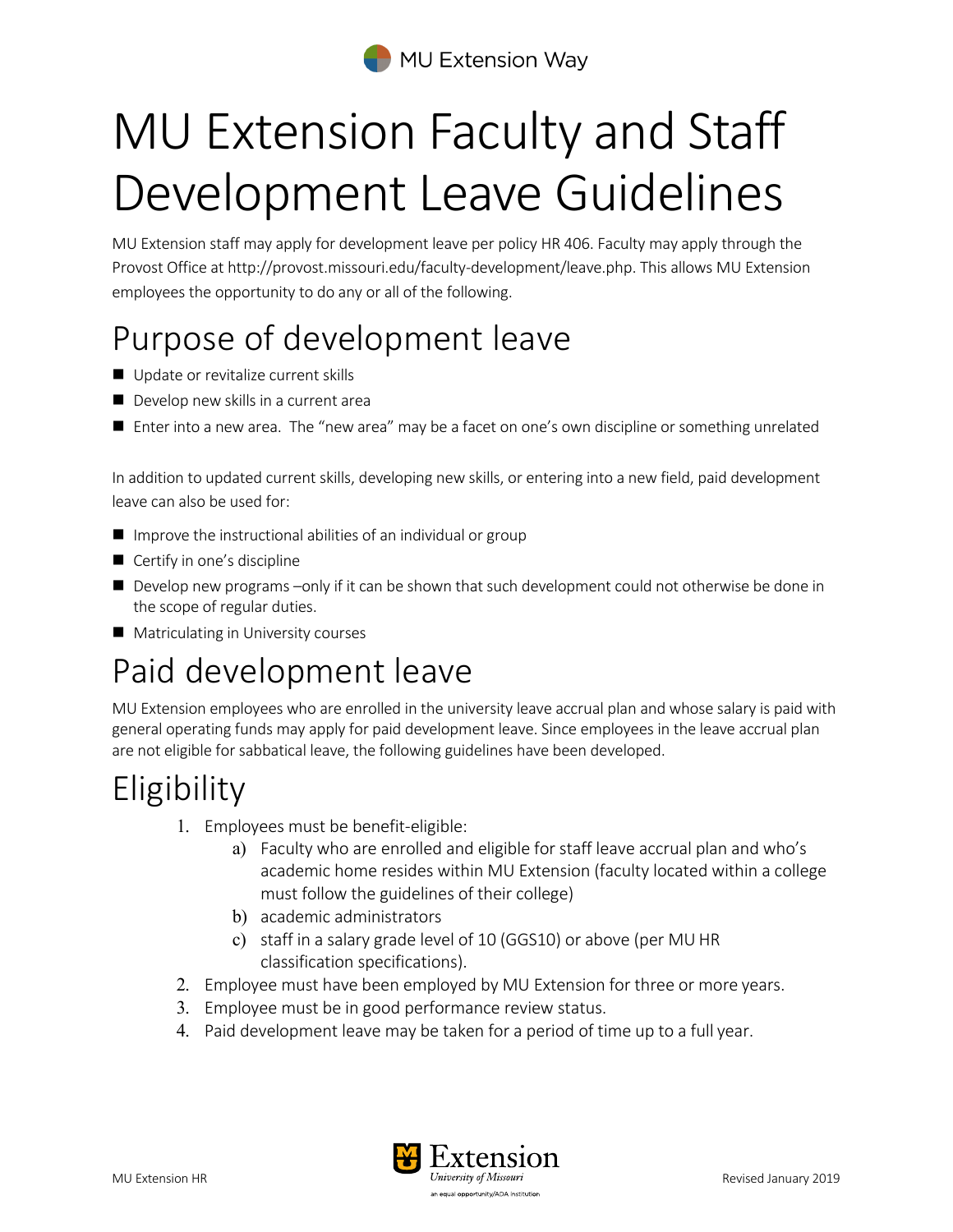MU Extension Way

# MU Extension Faculty and Staff Development Leave Guidelines

MU Extension staff may apply for development leave per policy HR 406. Faculty may apply through the Provost Office at http://provost.missouri.edu/faculty-development/leave.php. This allows MU Extension employees the opportunity to do any or all of the following.

## Purpose of development leave

- Update or revitalize current skills
- Develop new skills in a current area
- Enter into a new area. The "new area" may be a facet on one's own discipline or something unrelated

In addition to updated current skills, developing new skills, or entering into a new field, paid development leave can also be used for:

- Improve the instructional abilities of an individual or group
- Certify in one's discipline
- Develop new programs –only if it can be shown that such development could not otherwise be done in the scope of regular duties.
- Matriculating in University courses

## Paid development leave

MU Extension employees who are enrolled in the university leave accrual plan and whose salary is paid with general operating funds may apply for paid development leave. Since employees in the leave accrual plan are not eligible for sabbatical leave, the following guidelines have been developed.

## Eligibility

1. Employees must be benefit-eligible:
   a) Faculty who are enrolled and eligible for staff leave accrual plan and who's academic home resides within MU Extension (faculty located within a college must follow the guidelines of their college)
   b) academic administrators
   c) staff in a salary grade level of 10 (GGS10) or above (per MU HR classification specifications).
2. Employee must have been employed by MU Extension for three or more years.
3. Employee must be in good performance review status.
4. Paid development leave may be taken for a period of time up to a full year.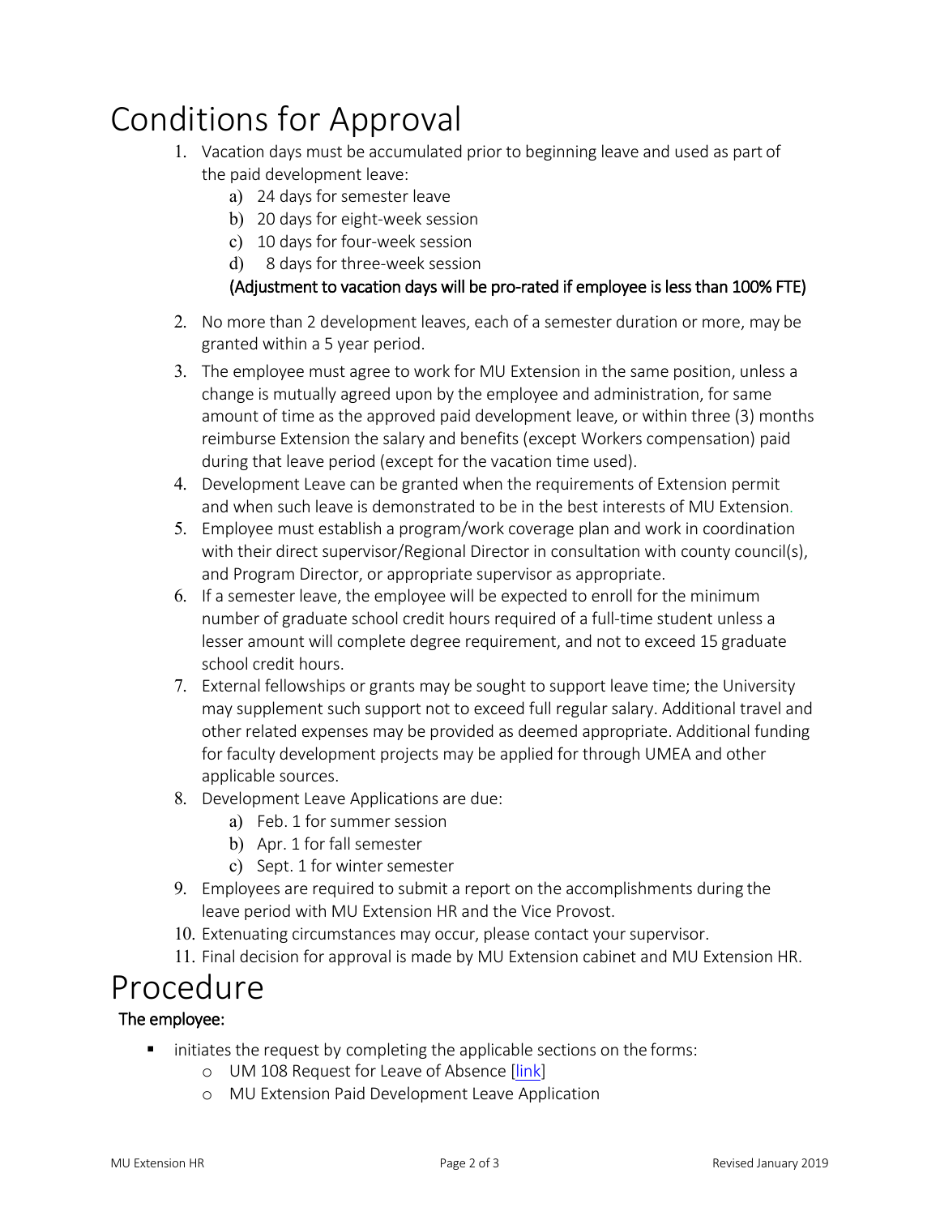# Conditions for Approval

1. Vacation days must be accumulated prior to beginning leave and used as part of the paid development leave:
   a) 24 days for semester leave
   b) 20 days for eight-week session
   c) 10 days for four-week session
   d) 8 days for three-week session

   **(Adjustment to vacation days will be pro-rated if employee is less than 100% FTE)**
2. No more than 2 development leaves, each of a semester duration or more, may be granted within a 5 year period.
3. The employee must agree to work for MU Extension in the same position, unless a change is mutually agreed upon by the employee and administration, for same amount of time as the approved paid development leave, or within three (3) months reimburse Extension the salary and benefits (except Workers compensation) paid during that leave period (except for the vacation time used).
4. Development Leave can be granted when the requirements of Extension permit and when such leave is demonstrated to be in the best interests of MU Extension.
5. Employee must establish a program/work coverage plan and work in coordination with their direct supervisor/Regional Director in consultation with county council(s), and Program Director, or appropriate supervisor as appropriate.
6. If a semester leave, the employee will be expected to enroll for the minimum number of graduate school credit hours required of a full-time student unless a lesser amount will complete degree requirement, and not to exceed 15 graduate school credit hours.
7. External fellowships or grants may be sought to support leave time; the University may supplement such support not to exceed full regular salary. Additional travel and other related expenses may be provided as deemed appropriate. Additional funding for faculty development projects may be applied for through UMEA and other applicable sources.
8. Development Leave Applications are due:
   a) Feb. 1 for summer session
   b) Apr. 1 for fall semester
   c) Sept. 1 for winter semester
9. Employees are required to submit a report on the accomplishments during the leave period with MU Extension HR and the Vice Provost.
10. Extenuating circumstances may occur, please contact your supervisor.
11. Final decision for approval is made by MU Extension cabinet and MU Extension HR.

# Procedure

**The employee:**

- initiates the request by completing the applicable sections on the forms:
  - UM 108 Request for Leave of Absence [link]
  - MU Extension Paid Development Leave Application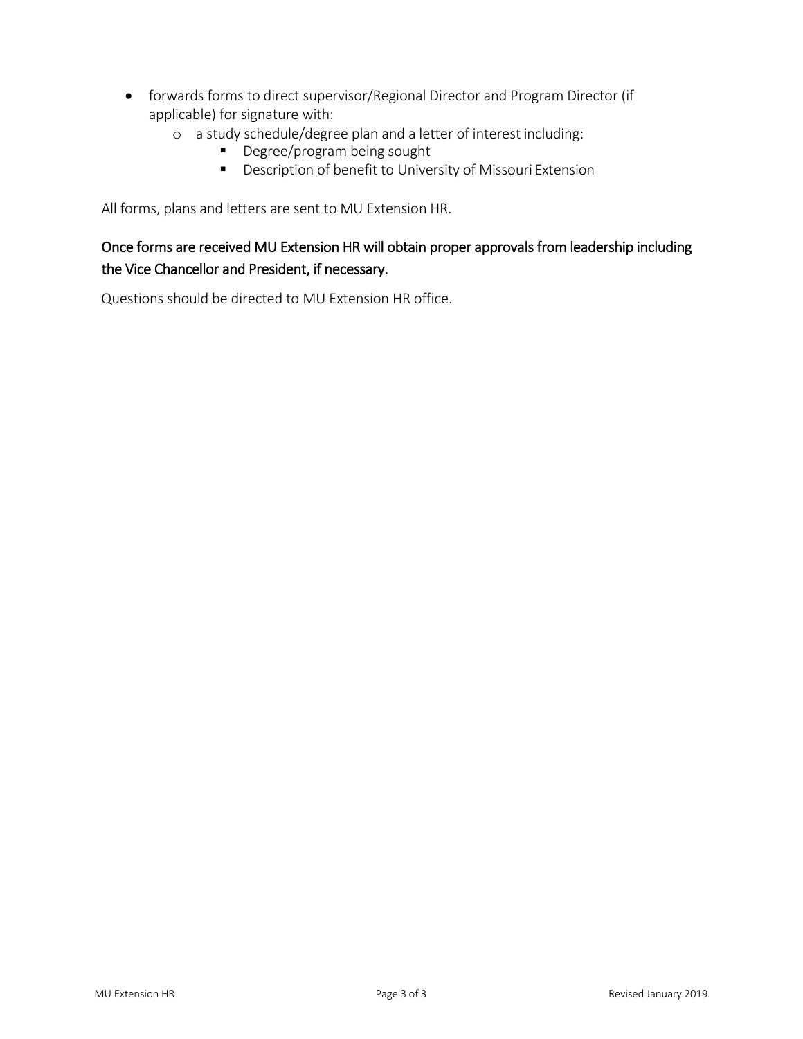- forwards forms to direct supervisor/Regional Director and Program Director (if applicable) for signature with:
  - a study schedule/degree plan and a letter of interest including:
    - Degree/program being sought
    - Description of benefit to University of Missouri Extension

All forms, plans and letters are sent to MU Extension HR.

Once forms are received MU Extension HR will obtain proper approvals from leadership including the Vice Chancellor and President, if necessary.

Questions should be directed to MU Extension HR office.